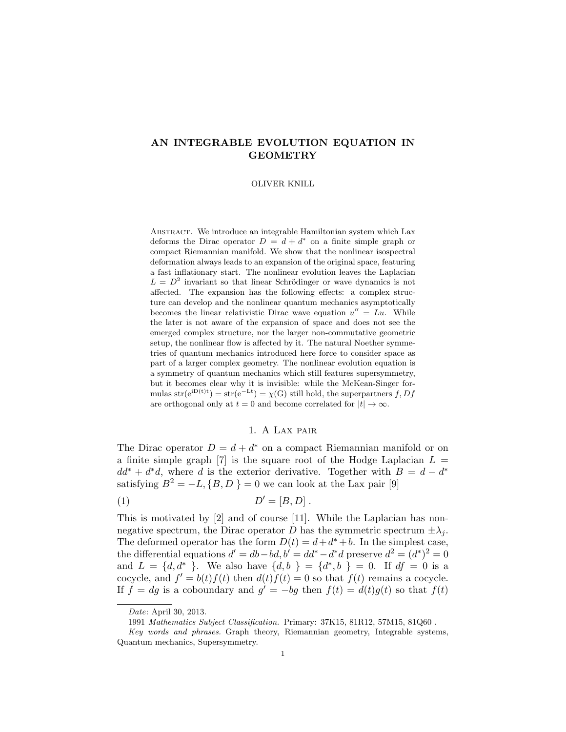# AN INTEGRABLE EVOLUTION EQUATION IN GEOMETRY

OLIVER KNILL

Abstract. We introduce an integrable Hamiltonian system which Lax deforms the Dirac operator $D = d + d^*$ on a finite simple graph or compact Riemannian manifold. We show that the nonlinear isospectral deformation always leads to an expansion of the original space, featuring a fast inflationary start. The nonlinear evolution leaves the Laplacian $L = D^2$ invariant so that linear Schrödinger or wave dynamics is not affected. The expansion has the following effects: a complex structure can develop and the nonlinear quantum mechanics asymptotically becomes the linear relativistic Dirac wave equation $u'' = Lu$. While the later is not aware of the expansion of space and does not see the emerged complex structure, nor the larger non-commutative geometric setup, the nonlinear flow is affected by it. The natural Noether symmetries of quantum mechanics introduced here force to consider space as part of a larger complex geometry. The nonlinear evolution equation is a symmetry of quantum mechanics which still features supersymmetry, but it becomes clear why it is invisible: while the McKean-Singer formulas $\mathrm{str}(e^{iD(t)t}) = \mathrm{str}(e^{-Lt}) = \chi(G)$ still hold, the superpartners $f, Df$ are orthogonal only at $t = 0$ and become correlated for $|t| \to \infty$.

## 1. A Lax pair

The Dirac operator $D = d + d^*$ on a compact Riemannian manifold or on a finite simple graph [7] is the square root of the Hodge Laplacian $L = dd^* + d^*d$, where $d$ is the exterior derivative. Together with $B = d - d^*$ satisfying $B^2 = -L, \{B, D\} = 0$ we can look at the Lax pair [9]

$$D' = [B, D] \; . \tag{1}$$

This is motivated by [2] and of course [11]. While the Laplacian has non-negative spectrum, the Dirac operator $D$ has the symmetric spectrum $\pm\lambda_j$. The deformed operator has the form $D(t) = d + d^* + b$. In the simplest case, the differential equations $d' = db - bd, b' = dd^* - d^*d$ preserve $d^2 = (d^*)^2 = 0$ and $L = \{d, d^*\}$. We also have $\{d, b\} = \{d^*, b\} = 0$. If $df = 0$ is a cocycle, and $f' = b(t)f(t)$ then $d(t)f(t) = 0$ so that $f(t)$ remains a cocycle. If $f = dg$ is a coboundary and $g' = -bg$ then $f(t) = d(t)g(t)$ so that $f(t)$

---

*Date*: April 30, 2013.

1991 *Mathematics Subject Classification.* Primary: 37K15, 81R12, 57M15, 81Q60 .

*Key words and phrases.* Graph theory, Riemannian geometry, Integrable systems, Quantum mechanics, Supersymmetry.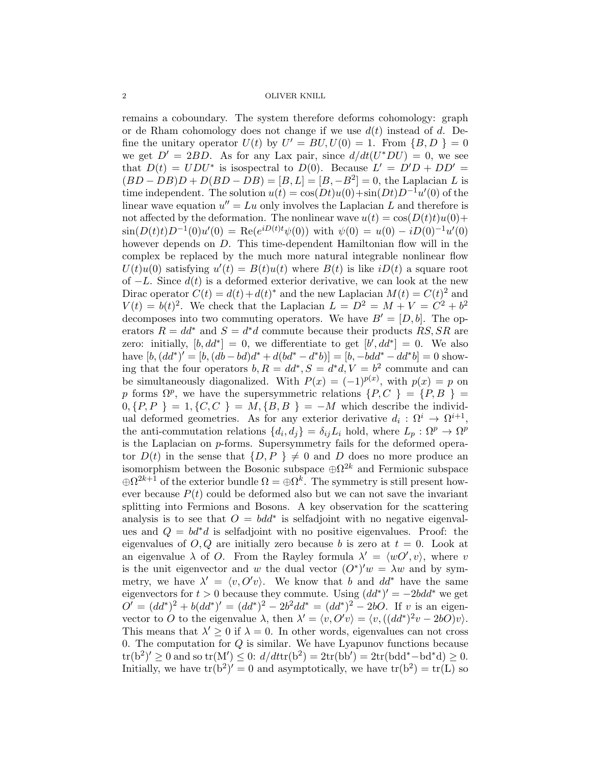remains a coboundary. The system therefore deforms cohomology: graph or de Rham cohomology does not change if we use $d(t)$ instead of $d$. Define the unitary operator $U(t)$ by $U' = BU, U(0) = 1$. From $\{B, D\} = 0$ we get $D' = 2BD$. As for any Lax pair, since $d/dt(U^* DU) = 0$, we see that $D(t) = UDU^*$ is isospectral to $D(0)$. Because $L' = D'D + DD' = (BD - DB)D + D(BD - DB) = [B, L] = [B, -B^2] = 0$, the Laplacian $L$ is time independent. The solution $u(t) = \cos(Dt)u(0) + \sin(Dt)D^{-1}u'(0)$ of the linear wave equation $u'' = Lu$ only involves the Laplacian $L$ and therefore is not affected by the deformation. The nonlinear wave $u(t) = \cos(D(t)t)u(0) + \sin(D(t)t)D^{-1}(0)u'(0) = \mathrm{Re}(e^{iD(t)t}\psi(0))$ with $\psi(0) = u(0) - iD(0)^{-1}u'(0)$ however depends on $D$. This time-dependent Hamiltonian flow will in the complex be replaced by the much more natural integrable nonlinear flow $U(t)u(0)$ satisfying $u'(t) = B(t)u(t)$ where $B(t)$ is like $iD(t)$ a square root of $-L$. Since $d(t)$ is a deformed exterior derivative, we can look at the new Dirac operator $C(t) = d(t) + d(t)^*$ and the new Laplacian $M(t) = C(t)^2$ and $V(t) = b(t)^2$. We check that the Laplacian $L = D^2 = M + V = C^2 + b^2$ decomposes into two commuting operators. We have $B' = [D, b]$. The operators $R = dd^*$ and $S = d^*d$ commute because their products $RS, SR$ are zero: initially, $[b, dd^*] = 0$, we differentiate to get $[b', dd^*] = 0$. We also have $[b, (dd^*)' = [b, (db - bd)d^* + d(bd^* - d^*b)] = [b, -bdd^* - dd^*b] = 0$ showing that the four operators $b, R = dd^*, S = d^*d, V = b^2$ commute and can be simultaneously diagonalized. With $P(x) = (-1)^{p(x)}$, with $p(x) = p$ on $p$ forms $\Omega^p$, we have the supersymmetric relations $\{P, C\} = \{P, B\} = 0, \{P, P\} = 1, \{C, C\} = M, \{B, B\} = -M$ which describe the individual deformed geometries. As for any exterior derivative $d_i : \Omega^i \to \Omega^{i+1}$, the anti-commutation relations $\{d_i, d_j\} = \delta_{ij}L_i$ hold, where $L_p : \Omega^p \to \Omega^p$ is the Laplacian on $p$-forms. Supersymmetry fails for the deformed operator $D(t)$ in the sense that $\{D, P\} \neq 0$ and $D$ does no more produce an isomorphism between the Bosonic subspace $\oplus\Omega^{2k}$ and Fermionic subspace $\oplus\Omega^{2k+1}$ of the exterior bundle $\Omega = \oplus\Omega^k$. The symmetry is still present however because $P(t)$ could be deformed also but we can not save the invariant splitting into Fermions and Bosons. A key observation for the scattering analysis is to see that $O = bdd^*$ is selfadjoint with no negative eigenvalues and $Q = bd^*d$ is selfadjoint with no positive eigenvalues. Proof: the eigenvalues of $O, Q$ are initially zero because $b$ is zero at $t = 0$. Look at an eigenvalue $\lambda$ of $O$. From the Rayley formula $\lambda' = \langle wO', v\rangle$, where $v$ is the unit eigenvector and $w$ the dual vector $(O^*)'w = \lambda w$ and by symmetry, we have $\lambda' = \langle v, O'v\rangle$. We know that $b$ and $dd^*$ have the same eigenvectors for $t > 0$ because they commute. Using $(dd^*)' = -2bdd^*$ we get $O' = (dd^*)^2 + b(dd^*)' = (dd^*)^2 - 2b^2dd^* = (dd^*)^2 - 2bO$. If $v$ is an eigenvector to $O$ to the eigenvalue $\lambda$, then $\lambda' = \langle v, O'v\rangle = \langle v, ((dd^*)^2v - 2bO)v\rangle$. This means that $\lambda' \geq 0$ if $\lambda = 0$. In other words, eigenvalues can not cross 0. The computation for $Q$ is similar. We have Lyapunov functions because $\mathrm{tr}(b^2)' \geq 0$ and so $\mathrm{tr}(M') \leq 0$: $d/dt\mathrm{tr}(b^2) = 2\mathrm{tr}(bb') = 2\mathrm{tr}(bdd^* - bd^*d) \geq 0$. Initially, we have $\mathrm{tr}(b^2)' = 0$ and asymptotically, we have $\mathrm{tr}(b^2) = \mathrm{tr}(L)$ so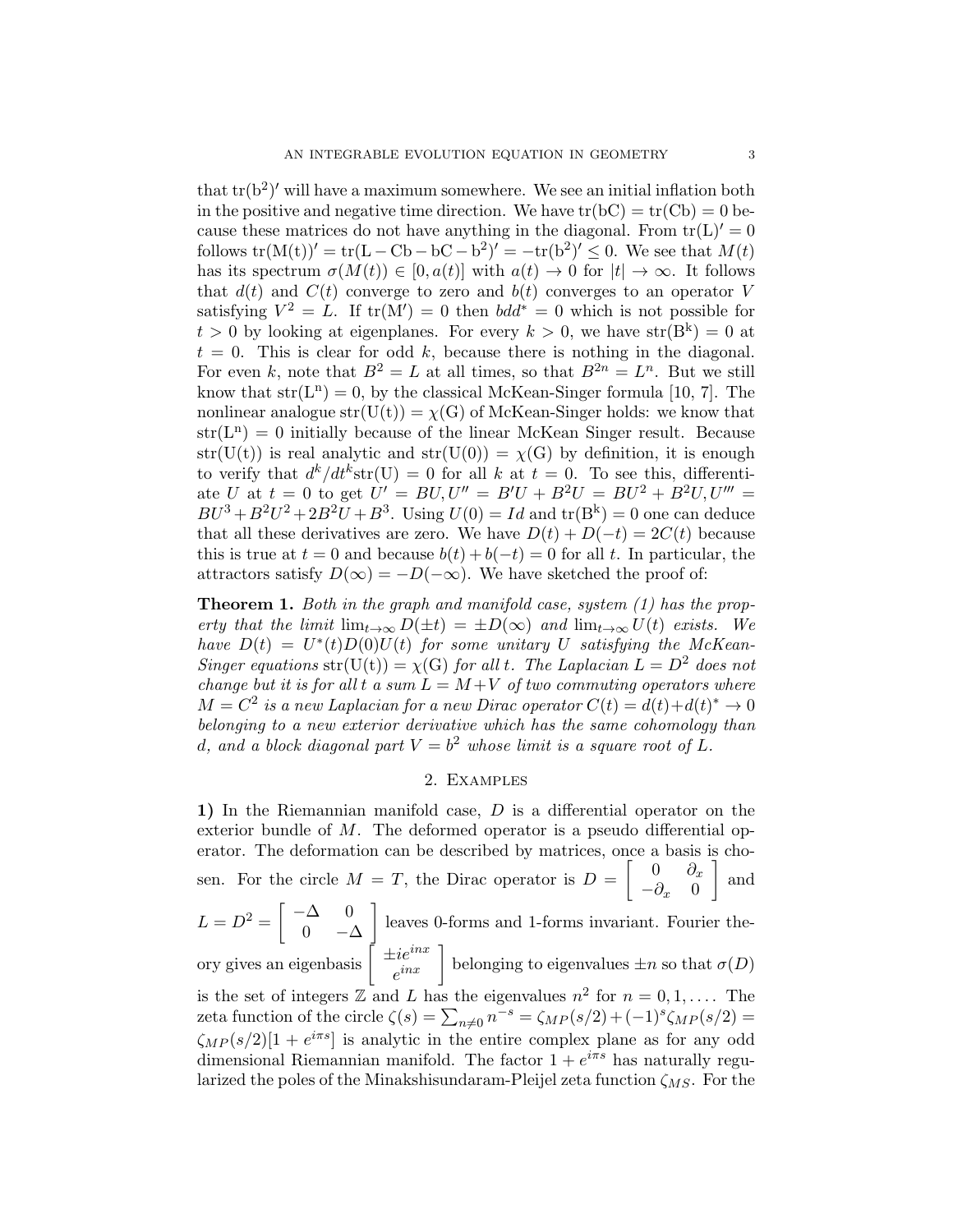that $\mathrm{tr}(\mathrm{b}^2)'$ will have a maximum somewhere. We see an initial inflation both in the positive and negative time direction. We have $\mathrm{tr}(\mathrm{bC}) = \mathrm{tr}(\mathrm{Cb}) = 0$ because these matrices do not have anything in the diagonal. From $\mathrm{tr}(\mathrm{L})' = 0$ follows $\mathrm{tr}(\mathrm{M(t)})' = \mathrm{tr}(\mathrm{L} - \mathrm{Cb} - \mathrm{bC} - \mathrm{b}^2)' = -\mathrm{tr}(\mathrm{b}^2)' \leq 0$. We see that $M(t)$ has its spectrum $\sigma(M(t)) \in [0, a(t)]$ with $a(t) \to 0$ for $|t| \to \infty$. It follows that $d(t)$ and $C(t)$ converge to zero and $b(t)$ converges to an operator $V$ satisfying $V^2 = L$. If $\mathrm{tr}(\mathrm{M}') = 0$ then $bdd^* = 0$ which is not possible for $t > 0$ by looking at eigenplanes. For every $k > 0$, we have $\mathrm{str}(\mathrm{B}^\mathrm{k}) = 0$ at $t = 0$. This is clear for odd $k$, because there is nothing in the diagonal. For even $k$, note that $B^2 = L$ at all times, so that $B^{2n} = L^n$. But we still know that $\mathrm{str}(\mathrm{L}^\mathrm{n}) = 0$, by the classical McKean-Singer formula [10, 7]. The nonlinear analogue $\mathrm{str}(\mathrm{U(t)}) = \chi(\mathrm{G})$ of McKean-Singer holds: we know that $\mathrm{str}(\mathrm{L}^\mathrm{n}) = 0$ initially because of the linear McKean Singer result. Because $\mathrm{str}(\mathrm{U(t)})$ is real analytic and $\mathrm{str}(\mathrm{U(0)}) = \chi(\mathrm{G})$ by definition, it is enough to verify that $d^k/dt^k \mathrm{str}(\mathrm{U}) = 0$ for all $k$ at $t = 0$. To see this, differentiate $U$ at $t = 0$ to get $U' = BU, U'' = B'U + B^2U = BU^2 + B^2U, U''' = BU^3 + B^2U^2 + 2B^2U + B^3$. Using $U(0) = Id$ and $\mathrm{tr}(\mathrm{B}^\mathrm{k}) = 0$ one can deduce that all these derivatives are zero. We have $D(t) + D(-t) = 2C(t)$ because this is true at $t = 0$ and because $b(t) + b(-t) = 0$ for all $t$. In particular, the attractors satisfy $D(\infty) = -D(-\infty)$. We have sketched the proof of:

**Theorem 1.** *Both in the graph and manifold case, system (1) has the property that the limit $\lim_{t\to\infty} D(\pm t) = \pm D(\infty)$ and $\lim_{t\to\infty} U(t)$ exists. We have $D(t) = U^*(t)D(0)U(t)$ for some unitary $U$ satisfying the McKean-Singer equations $\mathrm{str}(\mathrm{U(t)}) = \chi(\mathrm{G})$ for all $t$. The Laplacian $L = D^2$ does not change but it is for all $t$ a sum $L = M + V$ of two commuting operators where $M = C^2$ is a new Laplacian for a new Dirac operator $C(t) = d(t) + d(t)^* \to 0$ belonging to a new exterior derivative which has the same cohomology than $d$, and a block diagonal part $V = b^2$ whose limit is a square root of $L$.*

## 2. Examples

**1)** In the Riemannian manifold case, $D$ is a differential operator on the exterior bundle of $M$. The deformed operator is a pseudo differential operator. The deformation can be described by matrices, once a basis is chosen. For the circle $M = T$, the Dirac operator is $D = \begin{bmatrix} 0 & \partial_x \\ -\partial_x & 0 \end{bmatrix}$ and $L = D^2 = \begin{bmatrix} -\Delta & 0 \\ 0 & -\Delta \end{bmatrix}$ leaves 0-forms and 1-forms invariant. Fourier theory gives an eigenbasis $\begin{bmatrix} \pm ie^{inx} \\ e^{inx} \end{bmatrix}$ belonging to eigenvalues $\pm n$ so that $\sigma(D)$ is the set of integers $\mathbb{Z}$ and $L$ has the eigenvalues $n^2$ for $n = 0, 1, \ldots$. The zeta function of the circle $\zeta(s) = \sum_{n\neq 0} n^{-s} = \zeta_{MP}(s/2) + (-1)^s \zeta_{MP}(s/2) = \zeta_{MP}(s/2)[1 + e^{i\pi s}]$ is analytic in the entire complex plane as for any odd dimensional Riemannian manifold. The factor $1 + e^{i\pi s}$ has naturally regularized the poles of the Minakshisundaram-Pleijel zeta function $\zeta_{MS}$. For the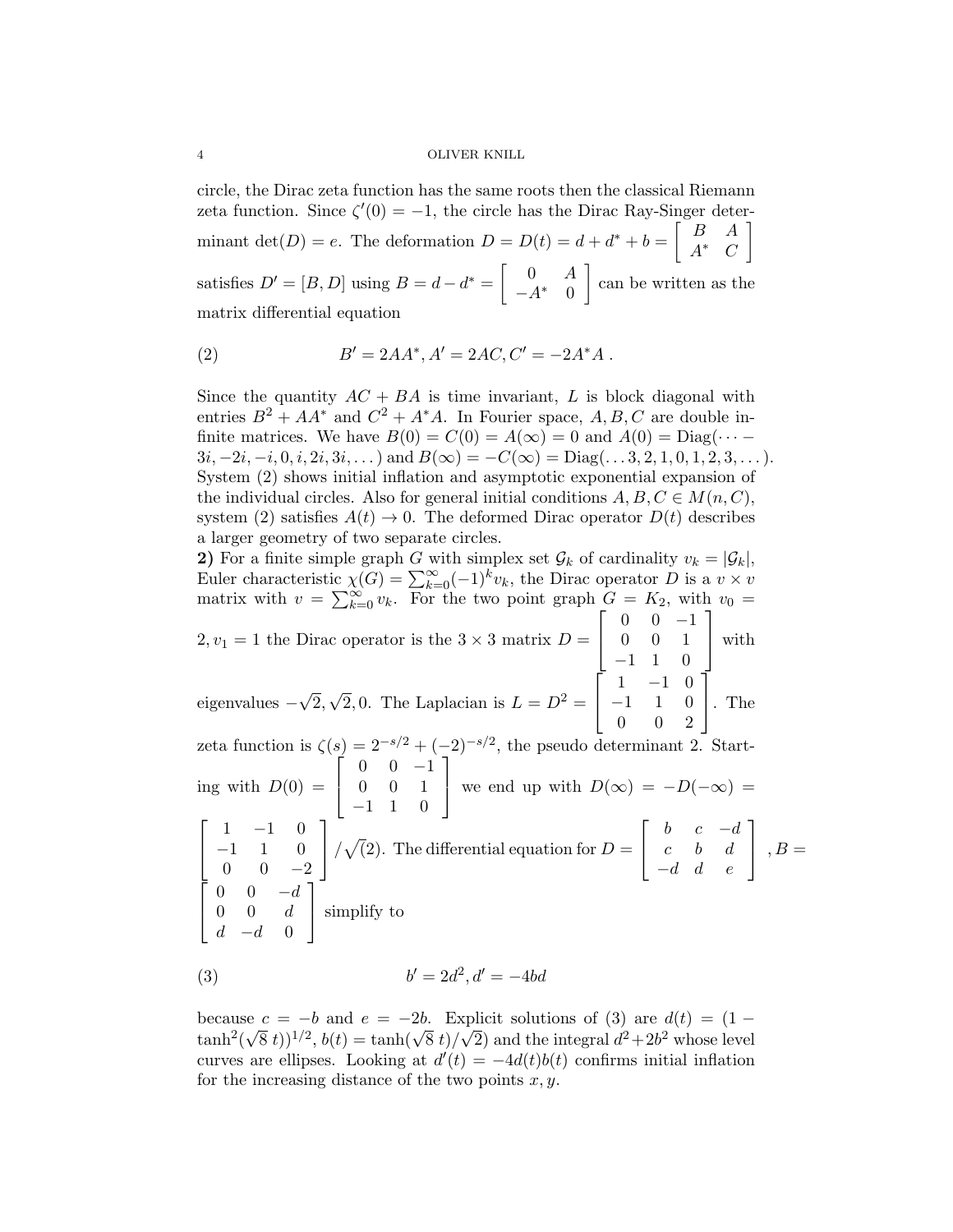circle, the Dirac zeta function has the same roots then the classical Riemann zeta function. Since $\zeta'(0) = -1$, the circle has the Dirac Ray-Singer determinant $\det(D) = e$. The deformation $D = D(t) = d + d^* + b = \begin{bmatrix} B & A \\ A^* & C \end{bmatrix}$ satisfies $D' = [B, D]$ using $B = d - d^* = \begin{bmatrix} 0 & A \\ -A^* & 0 \end{bmatrix}$ can be written as the matrix differential equation

$$B' = 2AA^*, A' = 2AC, C' = -2A^*A \; . \tag{2}$$

Since the quantity $AC + BA$ is time invariant, $L$ is block diagonal with entries $B^2 + AA^*$ and $C^2 + A^*A$. In Fourier space, $A, B, C$ are double infinite matrices. We have $B(0) = C(0) = A(\infty) = 0$ and $A(0) = \text{Diag}(\cdots - 3i, -2i, -i, 0, i, 2i, 3i, \dots)$ and $B(\infty) = -C(\infty) = \text{Diag}(\dots 3, 2, 1, 0, 1, 2, 3, \dots)$. System (2) shows initial inflation and asymptotic exponential expansion of the individual circles. Also for general initial conditions $A, B, C \in M(n, C)$, system (2) satisfies $A(t) \to 0$. The deformed Dirac operator $D(t)$ describes a larger geometry of two separate circles.

**2)** For a finite simple graph $G$ with simplex set $\mathcal{G}_k$ of cardinality $v_k = |\mathcal{G}_k|$, Euler characteristic $\chi(G) = \sum_{k=0}^{\infty} (-1)^k v_k$, the Dirac operator $D$ is a $v \times v$ matrix with $v = \sum_{k=0}^{\infty} v_k$. For the two point graph $G = K_2$, with $v_0 = 2, v_1 = 1$ the Dirac operator is the $3 \times 3$ matrix $D = \begin{bmatrix} 0 & 0 & -1 \\ 0 & 0 & 1 \\ -1 & 1 & 0 \end{bmatrix}$ with eigenvalues $-\sqrt{2}, \sqrt{2}, 0$. The Laplacian is $L = D^2 = \begin{bmatrix} 1 & -1 & 0 \\ -1 & 1 & 0 \\ 0 & 0 & 2 \end{bmatrix}$. The zeta function is $\zeta(s) = 2^{-s/2} + (-2)^{-s/2}$, the pseudo determinant 2. Starting with $D(0) = \begin{bmatrix} 0 & 0 & -1 \\ 0 & 0 & 1 \\ -1 & 1 & 0 \end{bmatrix}$ we end up with $D(\infty) = -D(-\infty) = \begin{bmatrix} 1 & -1 & 0 \\ -1 & 1 & 0 \\ 0 & 0 & -2 \end{bmatrix} / \sqrt{(2)}$. The differential equation for $D = \begin{bmatrix} b & c & -d \\ c & b & d \\ -d & d & e \end{bmatrix}$, $B = \begin{bmatrix} 0 & 0 & -d \\ 0 & 0 & d \\ d & -d & 0 \end{bmatrix}$ simplify to

$$b' = 2d^2, d' = -4bd \tag{3}$$

because $c = -b$ and $e = -2b$. Explicit solutions of (3) are $d(t) = (1 - \tanh^2(\sqrt{8}\, t))^{1/2}$, $b(t) = \tanh(\sqrt{8}\, t)/\sqrt{2})$ and the integral $d^2 + 2b^2$ whose level curves are ellipses. Looking at $d'(t) = -4d(t)b(t)$ confirms initial inflation for the increasing distance of the two points $x, y$.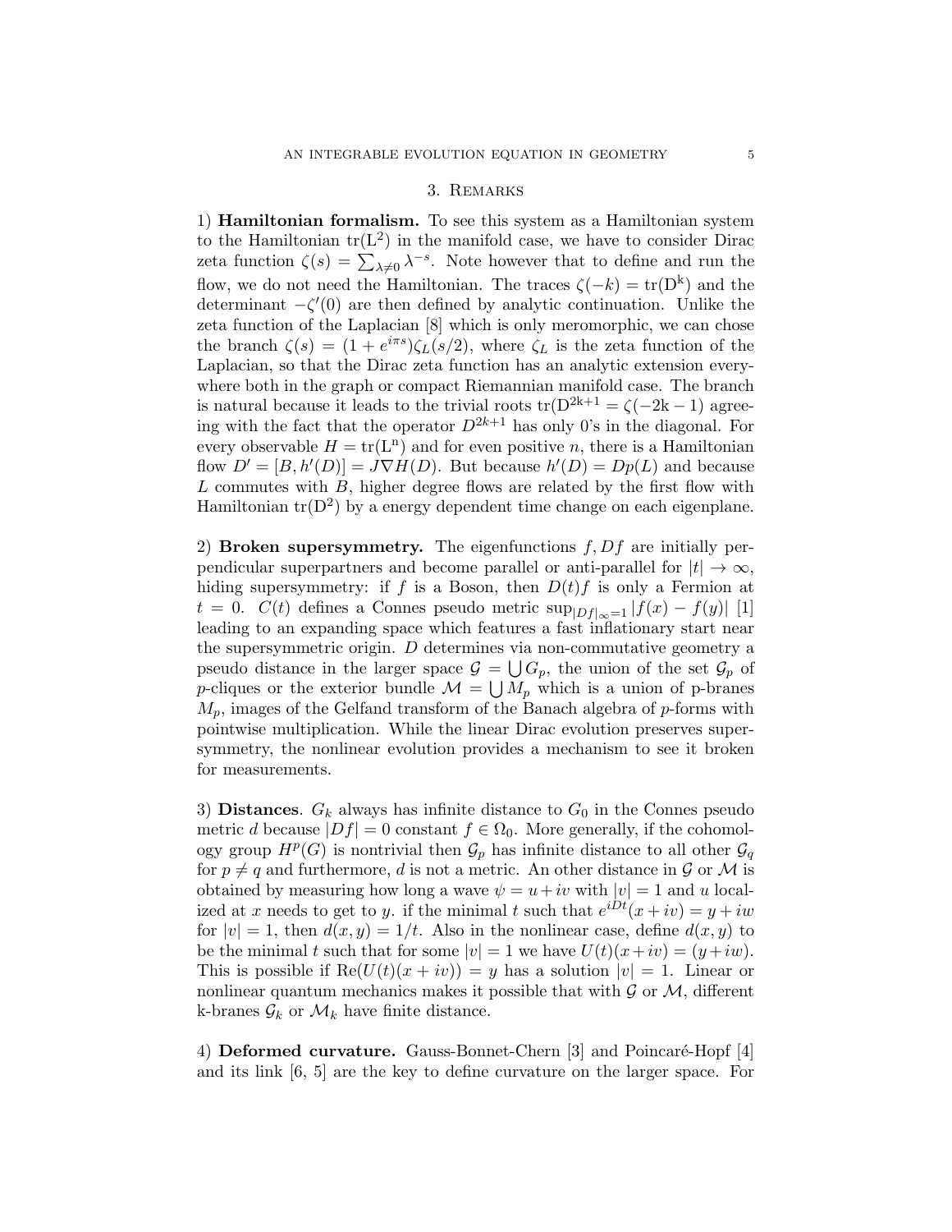## 3. Remarks

1) **Hamiltonian formalism.** To see this system as a Hamiltonian system to the Hamiltonian $\mathrm{tr}(\mathrm{L}^2)$ in the manifold case, we have to consider Dirac zeta function $\zeta(s) = \sum_{\lambda \neq 0} \lambda^{-s}$. Note however that to define and run the flow, we do not need the Hamiltonian. The traces $\zeta(-k) = \mathrm{tr}(\mathrm{D}^\mathrm{k})$ and the determinant $-\zeta'(0)$ are then defined by analytic continuation. Unlike the zeta function of the Laplacian [8] which is only meromorphic, we can chose the branch $\zeta(s) = (1 + e^{i\pi s})\zeta_L(s/2)$, where $\zeta_L$ is the zeta function of the Laplacian, so that the Dirac zeta function has an analytic extension everywhere both in the graph or compact Riemannian manifold case. The branch is natural because it leads to the trivial roots $\mathrm{tr}(\mathrm{D}^{2\mathrm{k}+1} = \zeta(-2\mathrm{k} - 1)$ agreeing with the fact that the operator $D^{2k+1}$ has only 0's in the diagonal. For every observable $H = \mathrm{tr}(\mathrm{L}^\mathrm{n})$ and for even positive $n$, there is a Hamiltonian flow $D' = [B, h'(D)] = J\nabla H(D)$. But because $h'(D) = Dp(L)$ and because $L$ commutes with $B$, higher degree flows are related by the first flow with Hamiltonian $\mathrm{tr}(\mathrm{D}^2)$ by a energy dependent time change on each eigenplane.

2) **Broken supersymmetry.** The eigenfunctions $f, Df$ are initially perpendicular superpartners and become parallel or anti-parallel for $|t| \to \infty$, hiding supersymmetry: if $f$ is a Boson, then $D(t)f$ is only a Fermion at $t = 0$. $C(t)$ defines a Connes pseudo metric $\sup_{|Df|_\infty=1} |f(x) - f(y)|$ [1] leading to an expanding space which features a fast inflationary start near the supersymmetric origin. $D$ determines via non-commutative geometry a pseudo distance in the larger space $\mathcal{G} = \bigcup G_p$, the union of the set $\mathcal{G}_p$ of $p$-cliques or the exterior bundle $\mathcal{M} = \bigcup M_p$ which is a union of p-branes $M_p$, images of the Gelfand transform of the Banach algebra of $p$-forms with pointwise multiplication. While the linear Dirac evolution preserves supersymmetry, the nonlinear evolution provides a mechanism to see it broken for measurements.

3) **Distances**. $G_k$ always has infinite distance to $G_0$ in the Connes pseudo metric $d$ because $|Df| = 0$ constant $f \in \Omega_0$. More generally, if the cohomology group $H^p(G)$ is nontrivial then $\mathcal{G}_p$ has infinite distance to all other $\mathcal{G}_q$ for $p \neq q$ and furthermore, $d$ is not a metric. An other distance in $\mathcal{G}$ or $\mathcal{M}$ is obtained by measuring how long a wave $\psi = u + iv$ with $|v| = 1$ and $u$ localized at $x$ needs to get to $y$. if the minimal $t$ such that $e^{iDt}(x + iv) = y + iw$ for $|v| = 1$, then $d(x, y) = 1/t$. Also in the nonlinear case, define $d(x, y)$ to be the minimal $t$ such that for some $|v| = 1$ we have $U(t)(x + iv) = (y + iw)$. This is possible if $\mathrm{Re}(U(t)(x + iv)) = y$ has a solution $|v| = 1$. Linear or nonlinear quantum mechanics makes it possible that with $\mathcal{G}$ or $\mathcal{M}$, different k-branes $\mathcal{G}_k$ or $\mathcal{M}_k$ have finite distance.

4) **Deformed curvature.** Gauss-Bonnet-Chern [3] and Poincaré-Hopf [4] and its link [6, 5] are the key to define curvature on the larger space. For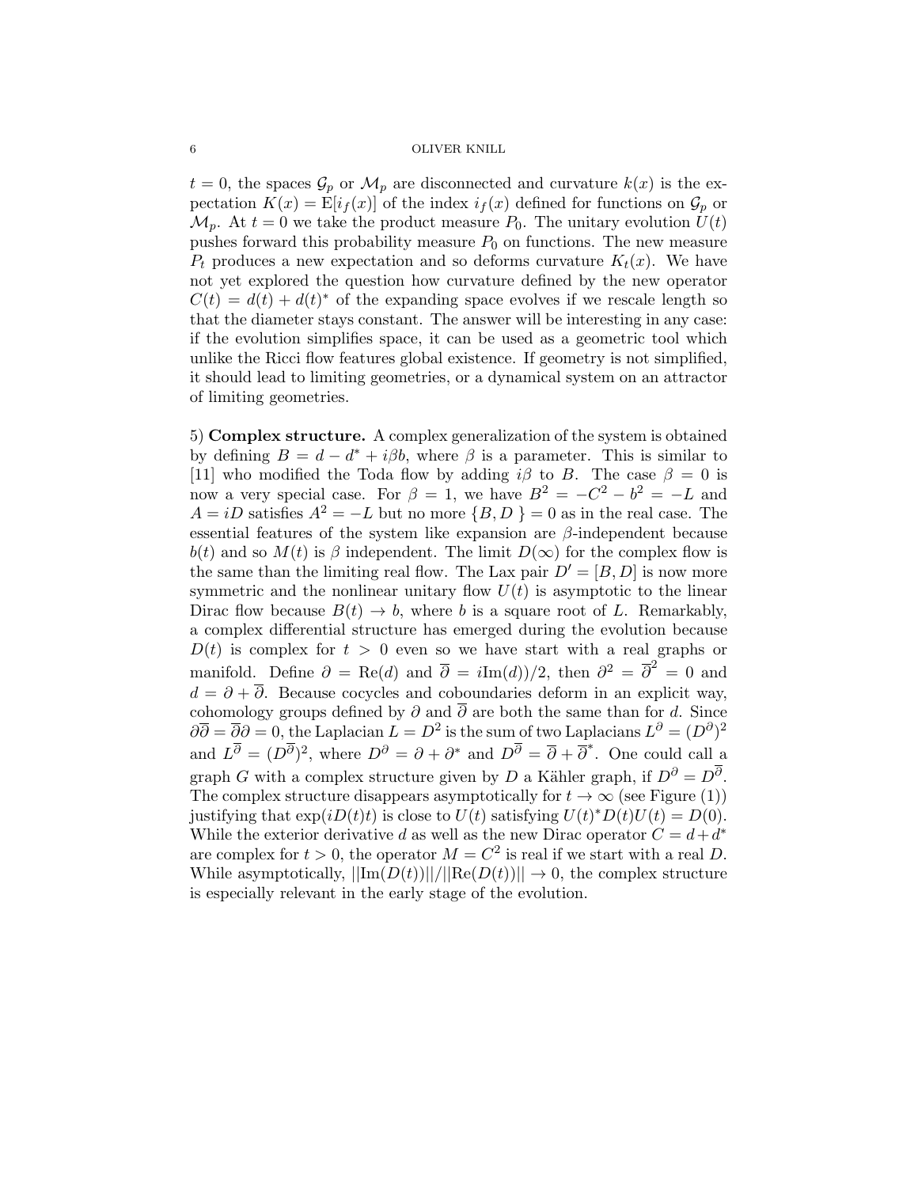$t = 0$, the spaces $\mathcal{G}_p$ or $\mathcal{M}_p$ are disconnected and curvature $k(x)$ is the expectation $K(x) = \mathrm{E}[i_f(x)]$ of the index $i_f(x)$ defined for functions on $\mathcal{G}_p$ or $\mathcal{M}_p$. At $t = 0$ we take the product measure $P_0$. The unitary evolution $U(t)$ pushes forward this probability measure $P_0$ on functions. The new measure $P_t$ produces a new expectation and so deforms curvature $K_t(x)$. We have not yet explored the question how curvature defined by the new operator $C(t) = d(t) + d(t)^*$ of the expanding space evolves if we rescale length so that the diameter stays constant. The answer will be interesting in any case: if the evolution simplifies space, it can be used as a geometric tool which unlike the Ricci flow features global existence. If geometry is not simplified, it should lead to limiting geometries, or a dynamical system on an attractor of limiting geometries.

5) **Complex structure.** A complex generalization of the system is obtained by defining $B = d - d^* + i\beta b$, where $\beta$ is a parameter. This is similar to [11] who modified the Toda flow by adding $i\beta$ to $B$. The case $\beta = 0$ is now a very special case. For $\beta = 1$, we have $B^2 = -C^2 - b^2 = -L$ and $A = iD$ satisfies $A^2 = -L$ but no more $\{B, D\} = 0$ as in the real case. The essential features of the system like expansion are $\beta$-independent because $b(t)$ and so $M(t)$ is $\beta$ independent. The limit $D(\infty)$ for the complex flow is the same than the limiting real flow. The Lax pair $D' = [B, D]$ is now more symmetric and the nonlinear unitary flow $U(t)$ is asymptotic to the linear Dirac flow because $B(t) \to b$, where $b$ is a square root of $L$. Remarkably, a complex differential structure has emerged during the evolution because $D(t)$ is complex for $t > 0$ even so we have start with a real graphs or manifold. Define $\partial = \mathrm{Re}(d)$ and $\overline{\partial} = i\mathrm{Im}(d))/2$, then $\partial^2 = \overline{\partial}^2 = 0$ and $d = \partial + \overline{\partial}$. Because cocycles and coboundaries deform in an explicit way, cohomology groups defined by $\partial$ and $\overline{\partial}$ are both the same than for $d$. Since $\partial\overline{\partial} = \overline{\partial}\partial = 0$, the Laplacian $L = D^2$ is the sum of two Laplacians $L^{\partial} = (D^{\partial})^2$ and $L^{\overline{\partial}} = (D^{\overline{\partial}})^2$, where $D^{\partial} = \partial + \partial^*$ and $D^{\overline{\partial}} = \overline{\partial} + \overline{\partial}^*$. One could call a graph $G$ with a complex structure given by $D$ a Kähler graph, if $D^{\partial} = D^{\overline{\partial}}$. The complex structure disappears asymptotically for $t \to \infty$ (see Figure (1)) justifying that $\exp(iD(t)t)$ is close to $U(t)$ satisfying $U(t)^* D(t) U(t) = D(0)$. While the exterior derivative $d$ as well as the new Dirac operator $C = d + d^*$ are complex for $t > 0$, the operator $M = C^2$ is real if we start with a real $D$. While asymptotically, $||\mathrm{Im}(D(t))||/||\mathrm{Re}(D(t))|| \to 0$, the complex structure is especially relevant in the early stage of the evolution.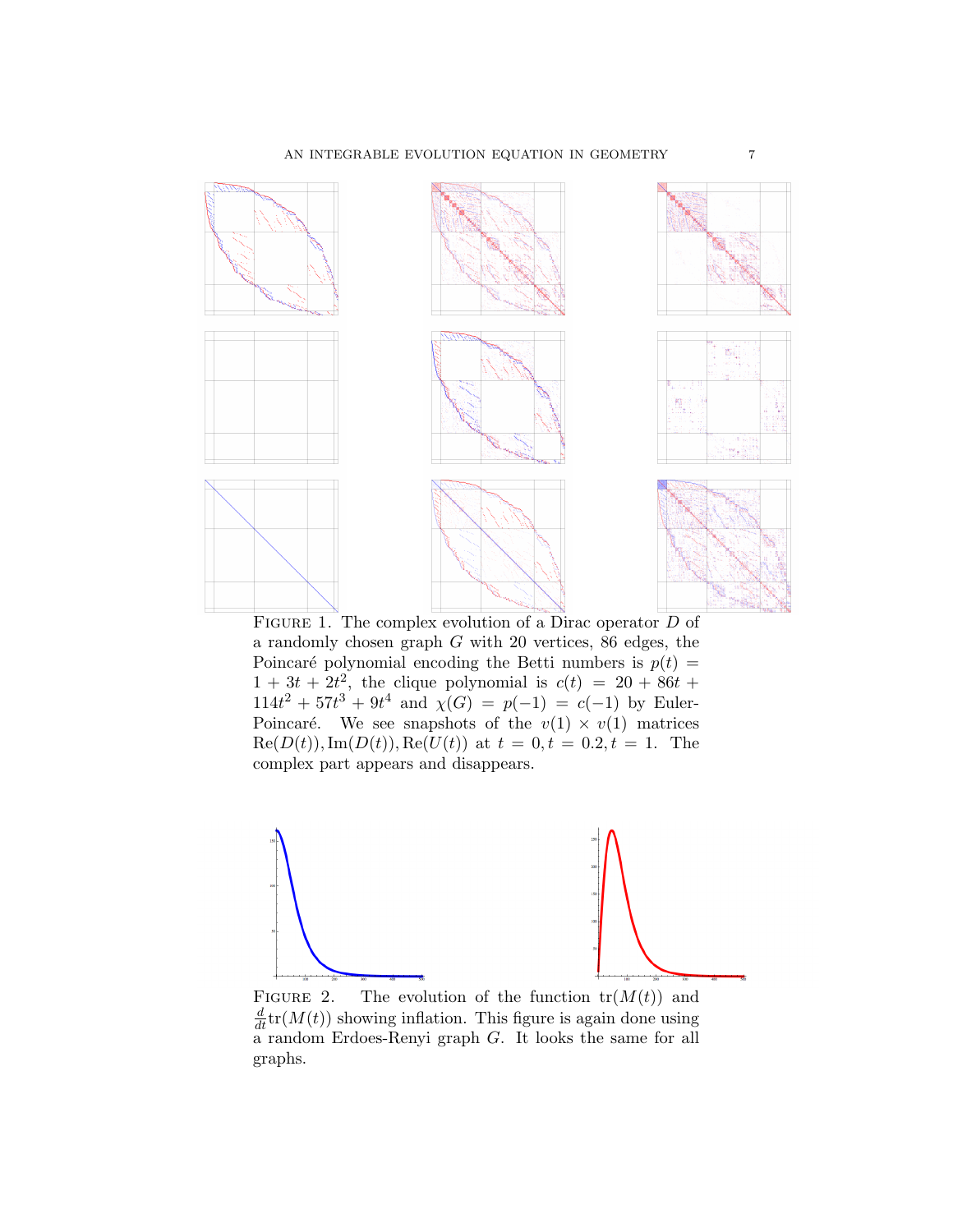Figure 1. The complex evolution of a Dirac operator $D$ of a randomly chosen graph $G$ with 20 vertices, 86 edges, the Poincaré polynomial encoding the Betti numbers is $p(t) = 1 + 3t + 2t^2$, the clique polynomial is $c(t) = 20 + 86t + 114t^2 + 57t^3 + 9t^4$ and $\chi(G) = p(-1) = c(-1)$ by Euler-Poincaré. We see snapshots of the $v(1) \times v(1)$ matrices $\mathrm{Re}(D(t)), \mathrm{Im}(D(t)), \mathrm{Re}(U(t))$ at $t = 0, t = 0.2, t = 1$. The complex part appears and disappears.

Figure 2. The evolution of the function $\mathrm{tr}(M(t))$ and $\frac{d}{dt}\mathrm{tr}(M(t))$ showing inflation. This figure is again done using a random Erdoes-Renyi graph $G$. It looks the same for all graphs.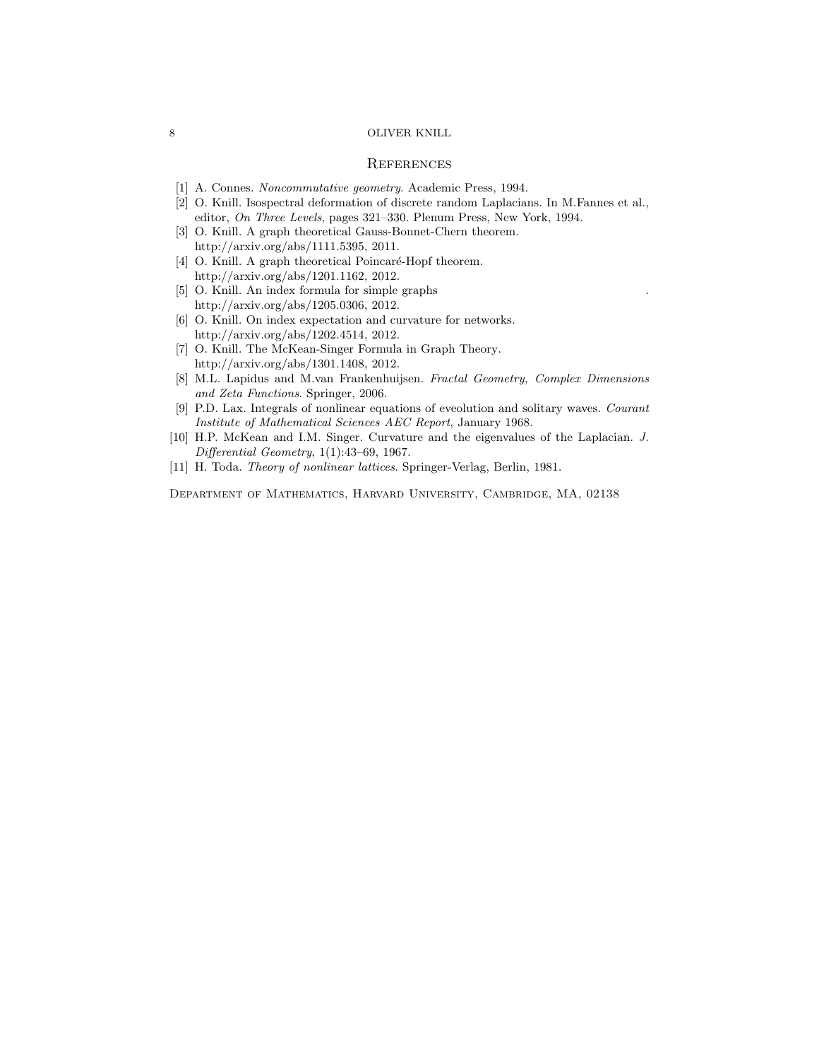## References

[1] A. Connes. *Noncommutative geometry*. Academic Press, 1994.

[2] O. Knill. Isospectral deformation of discrete random Laplacians. In M.Fannes et al., editor, *On Three Levels*, pages 321–330. Plenum Press, New York, 1994.

[3] O. Knill. A graph theoretical Gauss-Bonnet-Chern theorem. http://arxiv.org/abs/1111.5395, 2011.

[4] O. Knill. A graph theoretical Poincaré-Hopf theorem. http://arxiv.org/abs/1201.1162, 2012.

[5] O. Knill. An index formula for simple graphs . http://arxiv.org/abs/1205.0306, 2012.

[6] O. Knill. On index expectation and curvature for networks. http://arxiv.org/abs/1202.4514, 2012.

[7] O. Knill. The McKean-Singer Formula in Graph Theory. http://arxiv.org/abs/1301.1408, 2012.

[8] M.L. Lapidus and M.van Frankenhuijsen. *Fractal Geometry, Complex Dimensions and Zeta Functions*. Springer, 2006.

[9] P.D. Lax. Integrals of nonlinear equations of eveolution and solitary waves. *Courant Institute of Mathematical Sciences AEC Report*, January 1968.

[10] H.P. McKean and I.M. Singer. Curvature and the eigenvalues of the Laplacian. *J. Differential Geometry*, 1(1):43–69, 1967.

[11] H. Toda. *Theory of nonlinear lattices*. Springer-Verlag, Berlin, 1981.

Department of Mathematics, Harvard University, Cambridge, MA, 02138